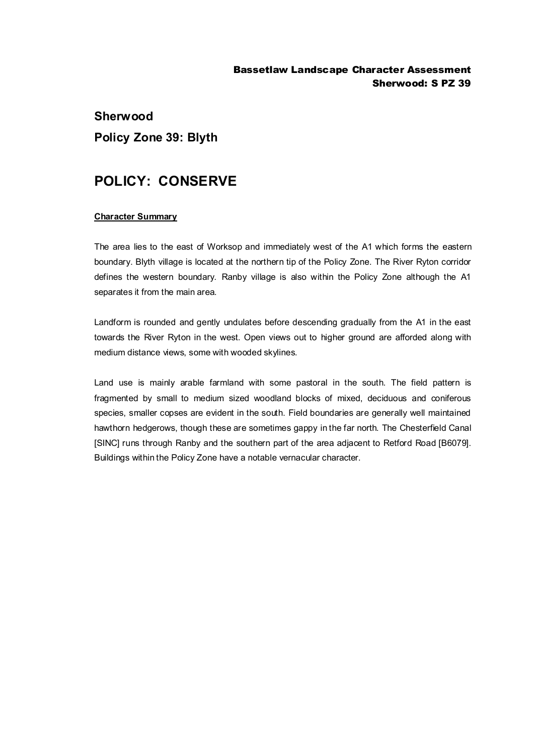# Sherwood

## Policy Zone 39: Blyth

# POLICY: CONSERVE

**Character Summary**

The area lies to the east of Worksop and immediately west of the A1 which forms the eastern boundary. Blyth village is located at the northern tip of the Policy Zone. The River Ryton corridor defines the western boundary. Ranby village is also within the Policy Zone although the A1 separates it from the main area.

Landform is rounded and gently undulates before descending gradually from the A1 in the east towards the River Ryton in the west. Open views out to higher ground are afforded along with medium distance views, some with wooded skylines.

Land use is mainly arable farmland with some pastoral in the south. The field pattern is fragmented by small to medium sized woodland blocks of mixed, deciduous and coniferous species, smaller copses are evident in the south. Field boundaries are generally well maintained hawthorn hedgerows, though these are sometimes gappy in the far north. The Chesterfield Canal [SINC] runs through Ranby and the southern part of the area adjacent to Retford Road [B6079]. Buildings within the Policy Zone have a notable vernacular character.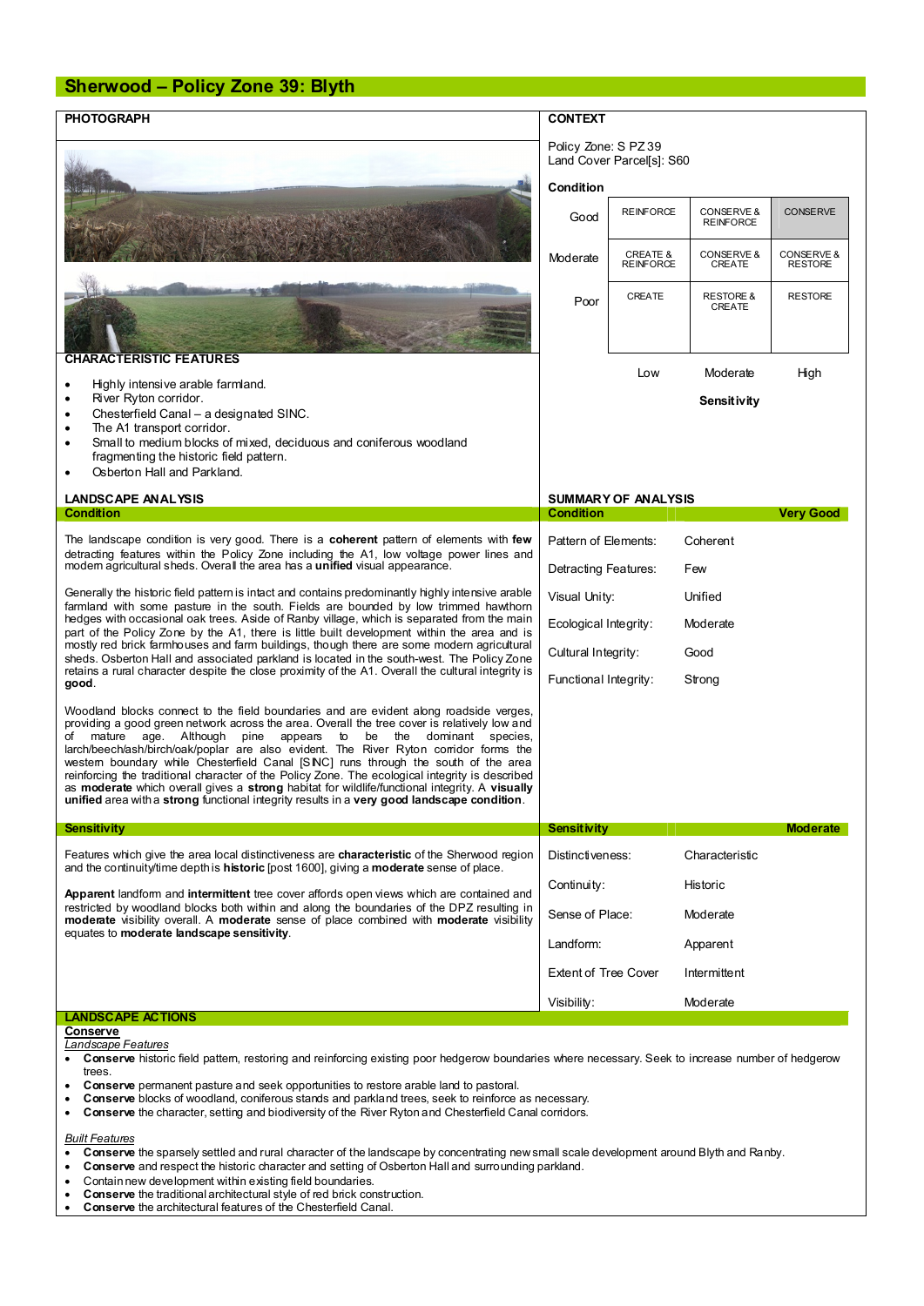# Sherwood – Policy Zone 39: Blyth

## PHOTOGRAPH

## CONTEXT

Policy Zone: S PZ 39
Land Cover Parcel[s]: S60

**Condition**

| | | | |
|---|---|---|---|
| Good | REINFORCE | CONSERVE & REINFORCE | CONSERVE |
| Moderate | CREATE & REINFORCE | CONSERVE & CREATE | CONSERVE & RESTORE |
| Poor | CREATE | RESTORE & CREATE | RESTORE |
| | Low | Moderate | High |

**Sensitivity**

## CHARACTERISTIC FEATURES

- Highly intensive arable farmland.
- River Ryton corridor.
- Chesterfield Canal – a designated SINC.
- The A1 transport corridor.
- Small to medium blocks of mixed, deciduous and coniferous woodland fragmenting the historic field pattern.
- Osberton Hall and Parkland.

## LANDSCAPE ANALYSIS

### Condition

The landscape condition is very good. There is a **coherent** pattern of elements with **few** detracting features within the Policy Zone including the A1, low voltage power lines and modern agricultural sheds. Overall the area has a **unified** visual appearance.

Generally the historic field pattern is intact and contains predominantly highly intensive arable farmland with some pasture in the south. Fields are bounded by low trimmed hawthorn hedges with occasional oak trees. Aside of Ranby village, which is separated from the main part of the Policy Zone by the A1, there is little built development within the area and is mostly red brick farmhouses and farm buildings, though there are some modern agricultural sheds. Osberton Hall and associated parkland is located in the south-west. The Policy Zone retains a rural character despite the close proximity of the A1. Overall the cultural integrity is **good**.

Woodland blocks connect to the field boundaries and are evident along roadside verges, providing a good green network across the area. Overall the tree cover is relatively low and of mature age. Although pine appears to be the dominant species, larch/beech/ash/birch/oak/poplar are also evident. The River Ryton corridor forms the western boundary while Chesterfield Canal [SINC] runs through the south of the area reinforcing the traditional character of the Policy Zone. The ecological integrity is described as **moderate** which overall gives a **strong** habitat for wildlife/functional integrity. A **visually unified** area with a **strong** functional integrity results in a **very good landscape condition**.

## SUMMARY OF ANALYSIS

| Condition | Very Good |
|---|---|
| Pattern of Elements: | Coherent |
| Detracting Features: | Few |
| Visual Unity: | Unified |
| Ecological Integrity: | Moderate |
| Cultural Integrity: | Good |
| Functional Integrity: | Strong |

### Sensitivity

Features which give the area local distinctiveness are **characteristic** of the Sherwood region and the continuity/time depth is **historic** [post 1600], giving a **moderate** sense of place.

**Apparent** landform and **intermittent** tree cover affords open views which are contained and restricted by woodland blocks both within and along the boundaries of the DPZ resulting in **moderate** visibility overall. A **moderate** sense of place combined with **moderate** visibility equates to **moderate landscape sensitivity**.

| Sensitivity | Moderate |
|---|---|
| Distinctiveness: | Characteristic |
| Continuity: | Historic |
| Sense of Place: | Moderate |
| Landform: | Apparent |
| Extent of Tree Cover | Intermittent |
| Visibility: | Moderate |

## LANDSCAPE ACTIONS

**Conserve**

*Landscape Features*

- **Conserve** historic field pattern, restoring and reinforcing existing poor hedgerow boundaries where necessary. Seek to increase number of hedgerow trees.
- **Conserve** permanent pasture and seek opportunities to restore arable land to pastoral.
- **Conserve** blocks of woodland, coniferous stands and parkland trees, seek to reinforce as necessary.
- **Conserve** the character, setting and biodiversity of the River Ryton and Chesterfield Canal corridors.

*Built Features*

- **Conserve** the sparsely settled and rural character of the landscape by concentrating new small scale development around Blyth and Ranby.
- **Conserve** and respect the historic character and setting of Osberton Hall and surrounding parkland.
- Contain new development within existing field boundaries.
- **Conserve** the traditional architectural style of red brick construction.
- **Conserve** the architectural features of the Chesterfield Canal.